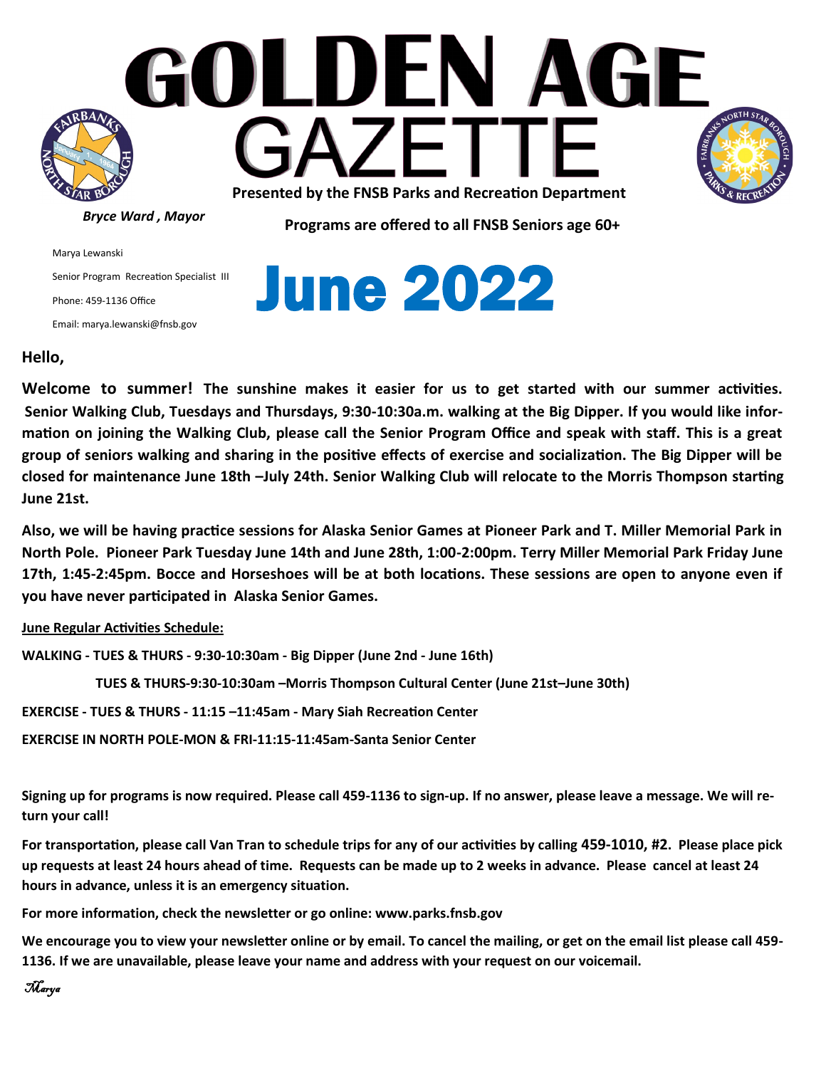# GOLDEN AGE GAZETTE

**Presented by the FNSB Parks and Recreation Department**

***Bryce Ward , Mayor***

**Programs are offered to all FNSB Seniors age 60+**

Marya Lewanski

Senior Program Recreation Specialist III

Phone: 459-1136 Office

Email: marya.lewanski@fnsb.gov

# June 2022

**Hello,**

**Welcome to summer! The sunshine makes it easier for us to get started with our summer activities. Senior Walking Club, Tuesdays and Thursdays, 9:30-10:30a.m. walking at the Big Dipper. If you would like information on joining the Walking Club, please call the Senior Program Office and speak with staff. This is a great group of seniors walking and sharing in the positive effects of exercise and socialization. The Big Dipper will be closed for maintenance June 18th –July 24th. Senior Walking Club will relocate to the Morris Thompson starting June 21st.**

**Also, we will be having practice sessions for Alaska Senior Games at Pioneer Park and T. Miller Memorial Park in North Pole. Pioneer Park Tuesday June 14th and June 28th, 1:00-2:00pm. Terry Miller Memorial Park Friday June 17th, 1:45-2:45pm. Bocce and Horseshoes will be at both locations. These sessions are open to anyone even if you have never participated in Alaska Senior Games.**

**June Regular Activities Schedule:**

**WALKING - TUES & THURS - 9:30-10:30am - Big Dipper (June 2nd - June 16th)**

**TUES & THURS-9:30-10:30am –Morris Thompson Cultural Center (June 21st–June 30th)**

**EXERCISE - TUES & THURS - 11:15 –11:45am - Mary Siah Recreation Center**

**EXERCISE IN NORTH POLE-MON & FRI-11:15-11:45am-Santa Senior Center**

**Signing up for programs is now required. Please call 459-1136 to sign-up. If no answer, please leave a message. We will return your call!**

**For transportation, please call Van Tran to schedule trips for any of our activities by calling 459-1010, #2. Please place pick up requests at least 24 hours ahead of time. Requests can be made up to 2 weeks in advance. Please cancel at least 24 hours in advance, unless it is an emergency situation.**

**For more information, check the newsletter or go online: www.parks.fnsb.gov**

**We encourage you to view your newsletter online or by email. To cancel the mailing, or get on the email list please call 459-1136. If we are unavailable, please leave your name and address with your request on our voicemail.**

*Marya*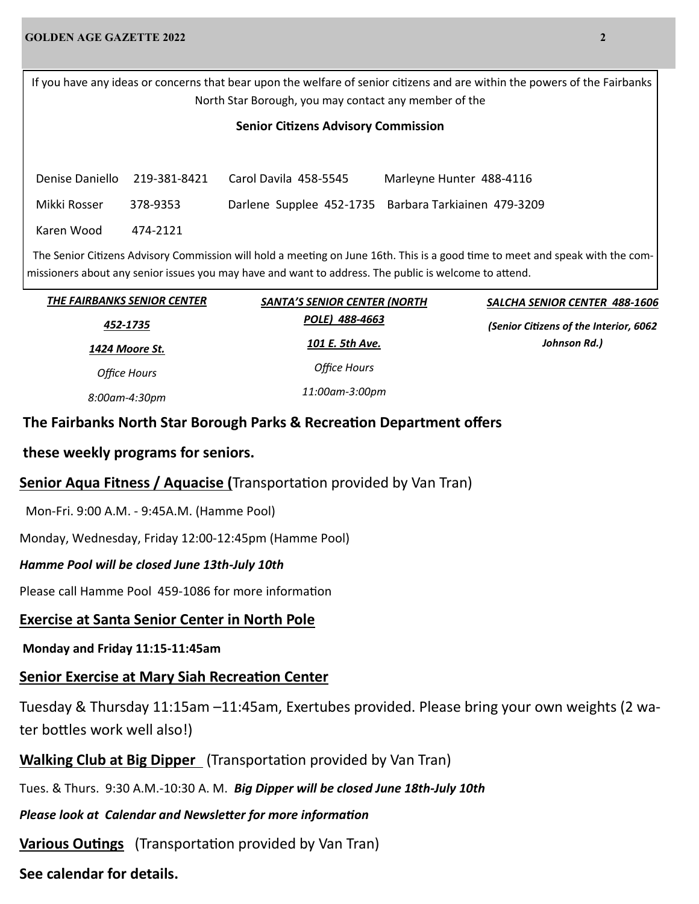If you have any ideas or concerns that bear upon the welfare of senior citizens and are within the powers of the Fairbanks North Star Borough, you may contact any member of the

**Senior Citizens Advisory Commission**

| | | |
|---|---|---|
| Denise Daniello 219-381-8421 | Carol Davila 458-5545 | Marleyne Hunter 488-4116 |
| Mikki Rosser 378-9353 | Darlene Supplee 452-1735 | Barbara Tarkiainen 479-3209 |
| Karen Wood 474-2121 | | |

The Senior Citizens Advisory Commission will hold a meeting on June 16th. This is a good time to meet and speak with the commissioners about any senior issues you may have and want to address. The public is welcome to attend.

***THE FAIRBANKS SENIOR CENTER***

***452-1735***

***1424 Moore St.***

*Office Hours*

*8:00am-4:30pm*

***SANTA'S SENIOR CENTER (NORTH POLE) 488-4663***

***101 E. 5th Ave.***

*Office Hours*

*11:00am-3:00pm*

***SALCHA SENIOR CENTER 488-1606***

***(Senior Citizens of the Interior, 6062 Johnson Rd.)***

**The Fairbanks North Star Borough Parks & Recreation Department offers these weekly programs for seniors.**

**Senior Aqua Fitness / Aquacise (**Transportation provided by Van Tran)

Mon-Fri. 9:00 A.M. - 9:45A.M. (Hamme Pool)

Monday, Wednesday, Friday 12:00-12:45pm (Hamme Pool)

***Hamme Pool will be closed June 13th-July 10th***

Please call Hamme Pool 459-1086 for more information

**Exercise at Santa Senior Center in North Pole**

**Monday and Friday 11:15-11:45am**

**Senior Exercise at Mary Siah Recreation Center**

Tuesday & Thursday 11:15am –11:45am, Exertubes provided. Please bring your own weights (2 water bottles work well also!)

**Walking Club at Big Dipper** (Transportation provided by Van Tran)

Tues. & Thurs. 9:30 A.M.-10:30 A. M. ***Big Dipper will be closed June 18th-July 10th***

***Please look at Calendar and Newsletter for more information***

**Various Outings** (Transportation provided by Van Tran)

**See calendar for details.**